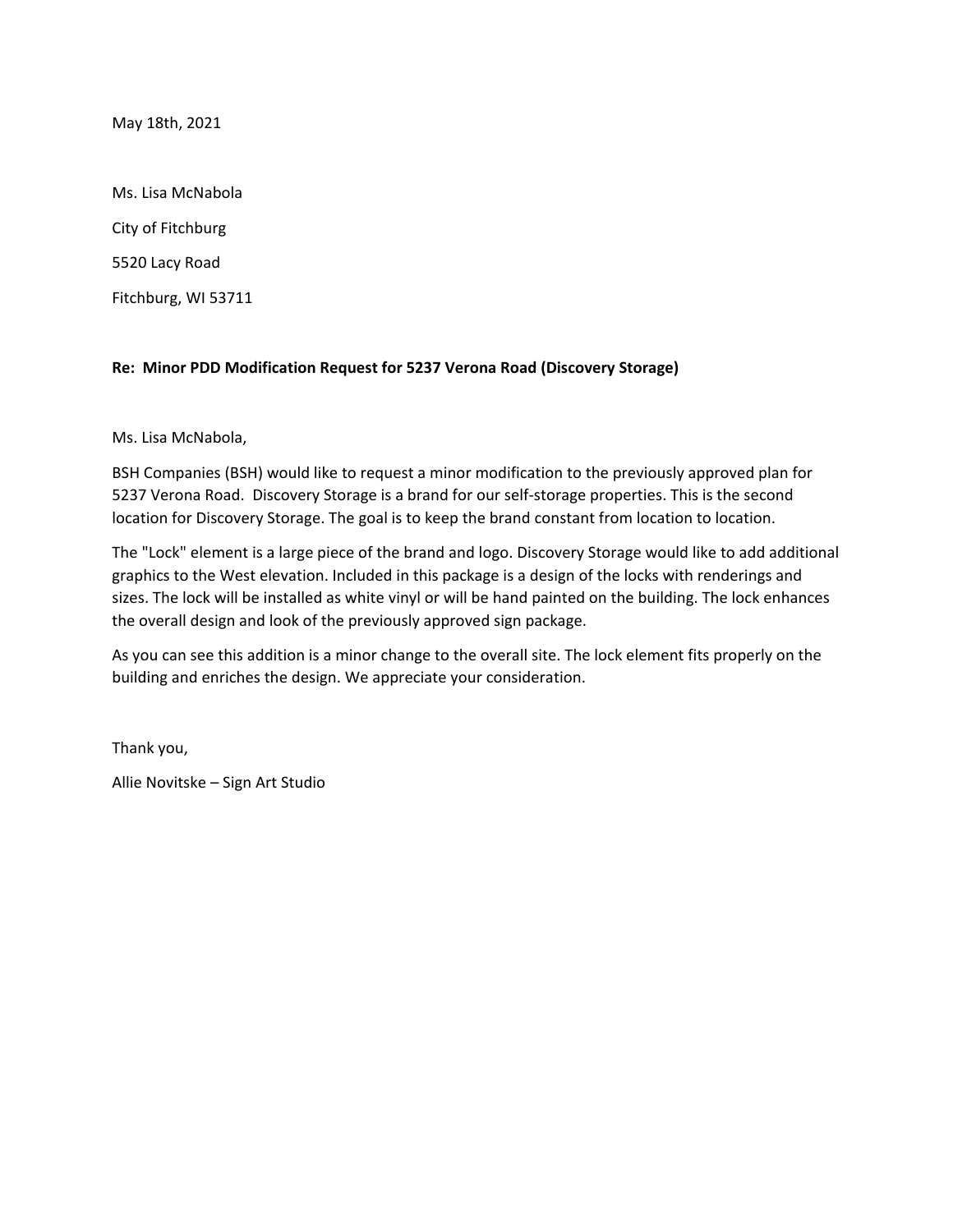May 18th, 2021

Ms. Lisa McNabola

City of Fitchburg

5520 Lacy Road

Fitchburg, WI 53711

**Re: Minor PDD Modification Request for 5237 Verona Road (Discovery Storage)**

Ms. Lisa McNabola,

BSH Companies (BSH) would like to request a minor modification to the previously approved plan for 5237 Verona Road. Discovery Storage is a brand for our self-storage properties. This is the second location for Discovery Storage. The goal is to keep the brand constant from location to location.

The "Lock" element is a large piece of the brand and logo. Discovery Storage would like to add additional graphics to the West elevation. Included in this package is a design of the locks with renderings and sizes. The lock will be installed as white vinyl or will be hand painted on the building. The lock enhances the overall design and look of the previously approved sign package.

As you can see this addition is a minor change to the overall site. The lock element fits properly on the building and enriches the design. We appreciate your consideration.

Thank you,

Allie Novitske – Sign Art Studio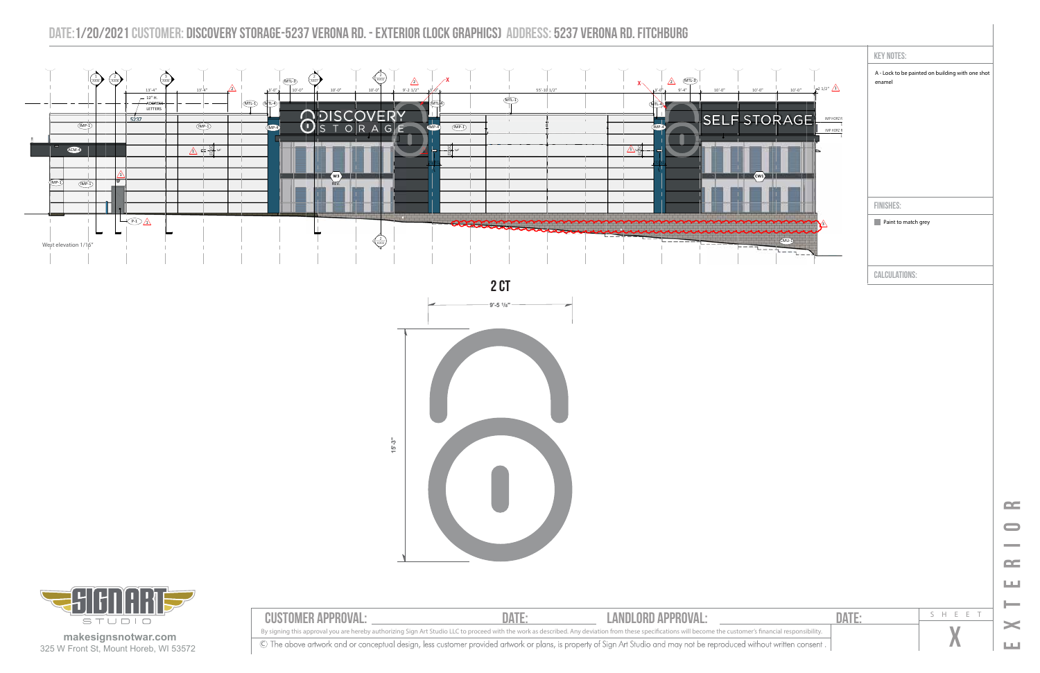# DATE: 1/20/2021 CUSTOMER: DISCOVERY STORAGE-5237 VERONA RD. - EXTERIOR (LOCK GRAPHICS) ADDRESS: 5237 VERONA RD. FITCHBURG

13'-4"
13'-4"
12" H. ADDRESS LETTERS
5237
10'-0"
10'-0"
10'-0"
9'-2 1/2"
55'-10 1/2"
9'-4"
10'-0"
10'-0"
10'-0"
2 1/2"

DISCOVERY STORAGE

SELF STORAGE

IMP-1
IMP-4
MTL-1
MTL-4
ACM-4
P-1
CMU-1
W3
CW1
X

West elevation 1/16"

## 2 CT

9'-5 1/8"

15'-3"

## KEY NOTES:

A - Lock to be painted on building with one shot enamel

## FINISHES:

Paint to match grey

## CALCULATIONS:

SIGN ART STUDIO

makesignsnotwar.com

325 W Front St, Mount Horeb, WI 53572

**CUSTOMER APPROVAL:** ______________ **DATE:** ______________ **LANDLORD APPROVAL:** ______________ **DATE:** ______________

By signing this approval you are hereby authorizing Sign Art Studio LLC to proceed with the work as described. Any deviation from these specifications will become the customer's financial responsibility.

© The above artwork and or conceptual design, less customer provided artwork or plans, is property of Sign Art Studio and may not be reproduced without written consent .

SHEET X

EXTERIOR